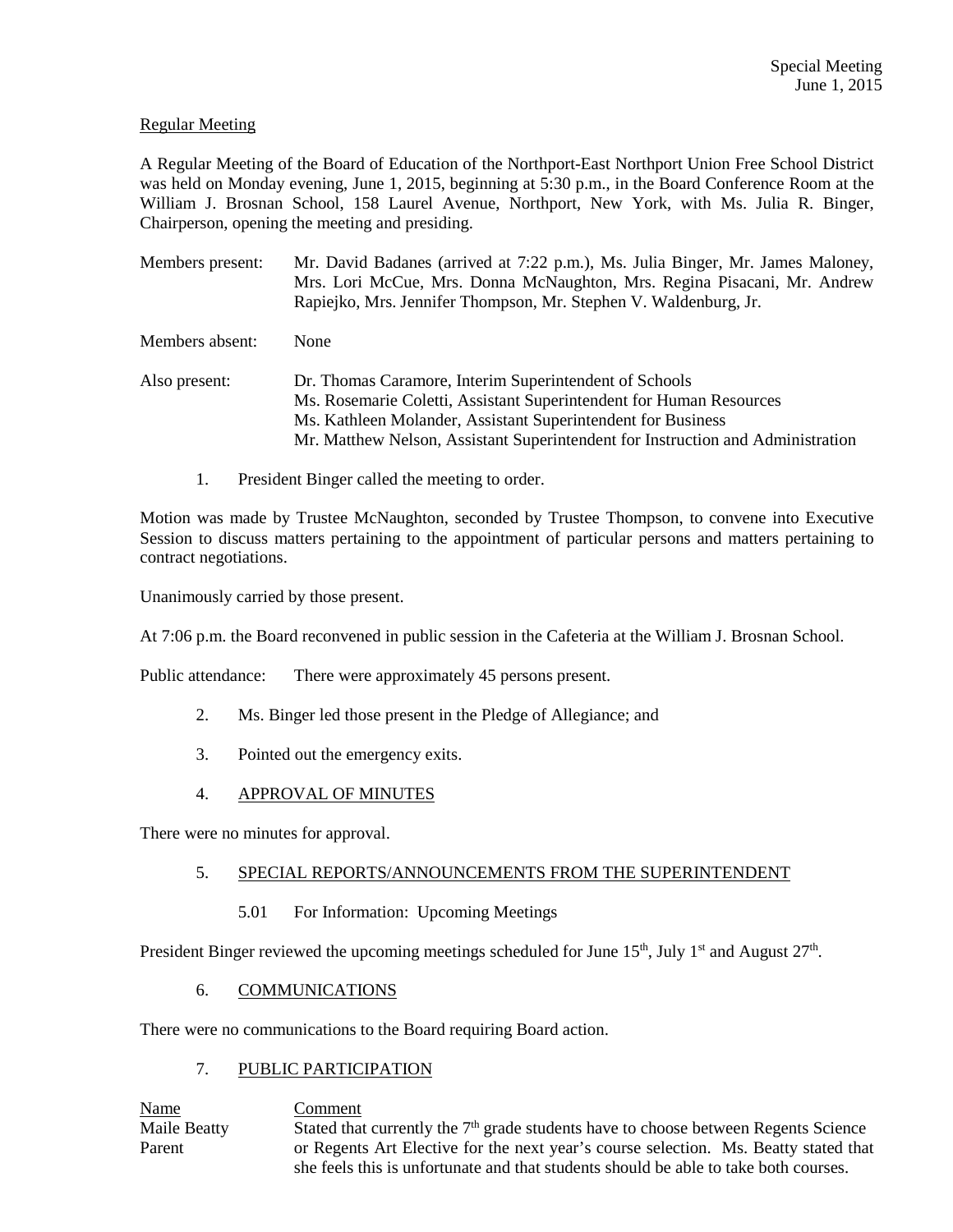Special Meeting
June 1, 2015

Regular Meeting

A Regular Meeting of the Board of Education of the Northport-East Northport Union Free School District was held on Monday evening, June 1, 2015, beginning at 5:30 p.m., in the Board Conference Room at the William J. Brosnan School, 158 Laurel Avenue, Northport, New York, with Ms. Julia R. Binger, Chairperson, opening the meeting and presiding.

| | |
|---|---|
| Members present: | Mr. David Badanes (arrived at 7:22 p.m.), Ms. Julia Binger, Mr. James Maloney, Mrs. Lori McCue, Mrs. Donna McNaughton, Mrs. Regina Pisacani, Mr. Andrew Rapiejko, Mrs. Jennifer Thompson, Mr. Stephen V. Waldenburg, Jr. |
| Members absent: | None |
| Also present: | Dr. Thomas Caramore, Interim Superintendent of Schools<br>Ms. Rosemarie Coletti, Assistant Superintendent for Human Resources<br>Ms. Kathleen Molander, Assistant Superintendent for Business<br>Mr. Matthew Nelson, Assistant Superintendent for Instruction and Administration |

1. President Binger called the meeting to order.

Motion was made by Trustee McNaughton, seconded by Trustee Thompson, to convene into Executive Session to discuss matters pertaining to the appointment of particular persons and matters pertaining to contract negotiations.

Unanimously carried by those present.

At 7:06 p.m. the Board reconvened in public session in the Cafeteria at the William J. Brosnan School.

Public attendance: There were approximately 45 persons present.

2. Ms. Binger led those present in the Pledge of Allegiance; and

3. Pointed out the emergency exits.

4. APPROVAL OF MINUTES

There were no minutes for approval.

5. SPECIAL REPORTS/ANNOUNCEMENTS FROM THE SUPERINTENDENT

   5.01 For Information: Upcoming Meetings

President Binger reviewed the upcoming meetings scheduled for June 15th, July 1st and August 27th.

6. COMMUNICATIONS

There were no communications to the Board requiring Board action.

7. PUBLIC PARTICIPATION

| Name | Comment |
|---|---|
| Maile Beatty<br>Parent | Stated that currently the 7th grade students have to choose between Regents Science or Regents Art Elective for the next year's course selection. Ms. Beatty stated that she feels this is unfortunate and that students should be able to take both courses. |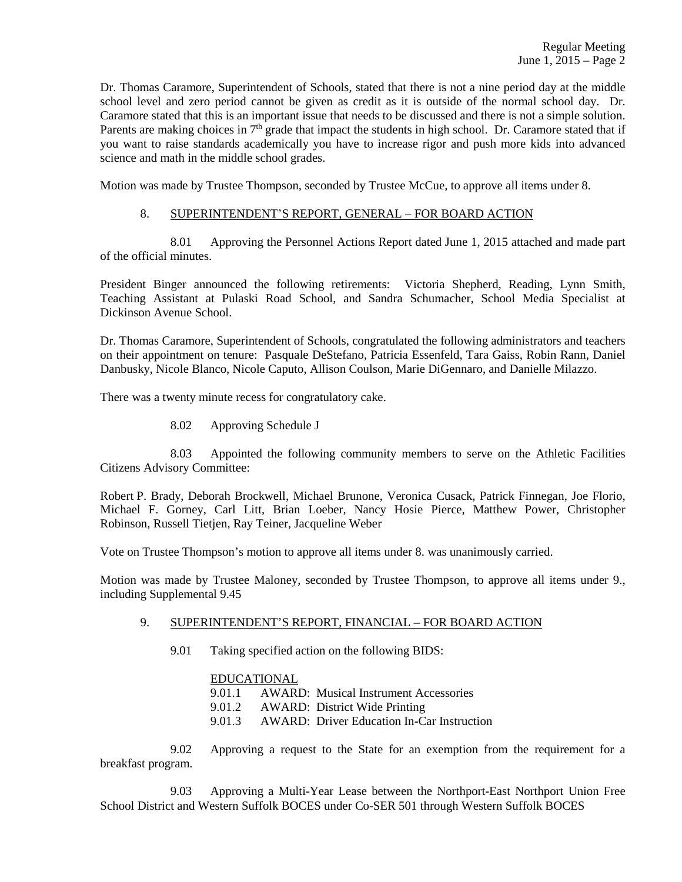Dr. Thomas Caramore, Superintendent of Schools, stated that there is not a nine period day at the middle school level and zero period cannot be given as credit as it is outside of the normal school day. Dr. Caramore stated that this is an important issue that needs to be discussed and there is not a simple solution. Parents are making choices in 7th grade that impact the students in high school. Dr. Caramore stated that if you want to raise standards academically you have to increase rigor and push more kids into advanced science and math in the middle school grades.

Motion was made by Trustee Thompson, seconded by Trustee McCue, to approve all items under 8.

8. SUPERINTENDENT'S REPORT, GENERAL – FOR BOARD ACTION

8.01 Approving the Personnel Actions Report dated June 1, 2015 attached and made part of the official minutes.

President Binger announced the following retirements: Victoria Shepherd, Reading, Lynn Smith, Teaching Assistant at Pulaski Road School, and Sandra Schumacher, School Media Specialist at Dickinson Avenue School.

Dr. Thomas Caramore, Superintendent of Schools, congratulated the following administrators and teachers on their appointment on tenure: Pasquale DeStefano, Patricia Essenfeld, Tara Gaiss, Robin Rann, Daniel Danbusky, Nicole Blanco, Nicole Caputo, Allison Coulson, Marie DiGennaro, and Danielle Milazzo.

There was a twenty minute recess for congratulatory cake.

8.02 Approving Schedule J

8.03 Appointed the following community members to serve on the Athletic Facilities Citizens Advisory Committee:

Robert P. Brady, Deborah Brockwell, Michael Brunone, Veronica Cusack, Patrick Finnegan, Joe Florio, Michael F. Gorney, Carl Litt, Brian Loeber, Nancy Hosie Pierce, Matthew Power, Christopher Robinson, Russell Tietjen, Ray Teiner, Jacqueline Weber

Vote on Trustee Thompson's motion to approve all items under 8. was unanimously carried.

Motion was made by Trustee Maloney, seconded by Trustee Thompson, to approve all items under 9., including Supplemental 9.45

9. SUPERINTENDENT'S REPORT, FINANCIAL – FOR BOARD ACTION

9.01 Taking specified action on the following BIDS:

EDUCATIONAL

9.01.1 AWARD: Musical Instrument Accessories
9.01.2 AWARD: District Wide Printing
9.01.3 AWARD: Driver Education In-Car Instruction

9.02 Approving a request to the State for an exemption from the requirement for a breakfast program.

9.03 Approving a Multi-Year Lease between the Northport-East Northport Union Free School District and Western Suffolk BOCES under Co-SER 501 through Western Suffolk BOCES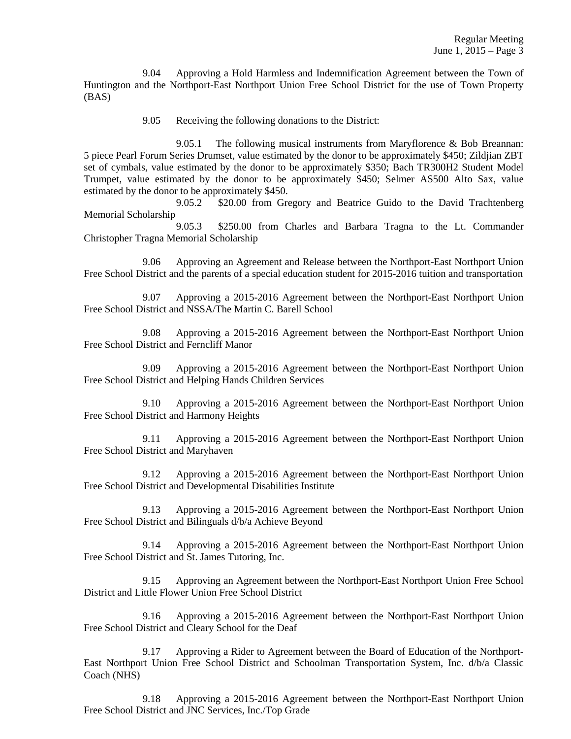9.04 Approving a Hold Harmless and Indemnification Agreement between the Town of Huntington and the Northport-East Northport Union Free School District for the use of Town Property (BAS)

9.05 Receiving the following donations to the District:

9.05.1 The following musical instruments from Maryflorence & Bob Breannan: 5 piece Pearl Forum Series Drumset, value estimated by the donor to be approximately $450; Zildjian ZBT set of cymbals, value estimated by the donor to be approximately $350; Bach TR300H2 Student Model Trumpet, value estimated by the donor to be approximately $450; Selmer AS500 Alto Sax, value estimated by the donor to be approximately $450.

9.05.2 $20.00 from Gregory and Beatrice Guido to the David Trachtenberg Memorial Scholarship

9.05.3 $250.00 from Charles and Barbara Tragna to the Lt. Commander Christopher Tragna Memorial Scholarship

9.06 Approving an Agreement and Release between the Northport-East Northport Union Free School District and the parents of a special education student for 2015-2016 tuition and transportation

9.07 Approving a 2015-2016 Agreement between the Northport-East Northport Union Free School District and NSSA/The Martin C. Barell School

9.08 Approving a 2015-2016 Agreement between the Northport-East Northport Union Free School District and Ferncliff Manor

9.09 Approving a 2015-2016 Agreement between the Northport-East Northport Union Free School District and Helping Hands Children Services

9.10 Approving a 2015-2016 Agreement between the Northport-East Northport Union Free School District and Harmony Heights

9.11 Approving a 2015-2016 Agreement between the Northport-East Northport Union Free School District and Maryhaven

9.12 Approving a 2015-2016 Agreement between the Northport-East Northport Union Free School District and Developmental Disabilities Institute

9.13 Approving a 2015-2016 Agreement between the Northport-East Northport Union Free School District and Bilinguals d/b/a Achieve Beyond

9.14 Approving a 2015-2016 Agreement between the Northport-East Northport Union Free School District and St. James Tutoring, Inc.

9.15 Approving an Agreement between the Northport-East Northport Union Free School District and Little Flower Union Free School District

9.16 Approving a 2015-2016 Agreement between the Northport-East Northport Union Free School District and Cleary School for the Deaf

9.17 Approving a Rider to Agreement between the Board of Education of the Northport-East Northport Union Free School District and Schoolman Transportation System, Inc. d/b/a Classic Coach (NHS)

9.18 Approving a 2015-2016 Agreement between the Northport-East Northport Union Free School District and JNC Services, Inc./Top Grade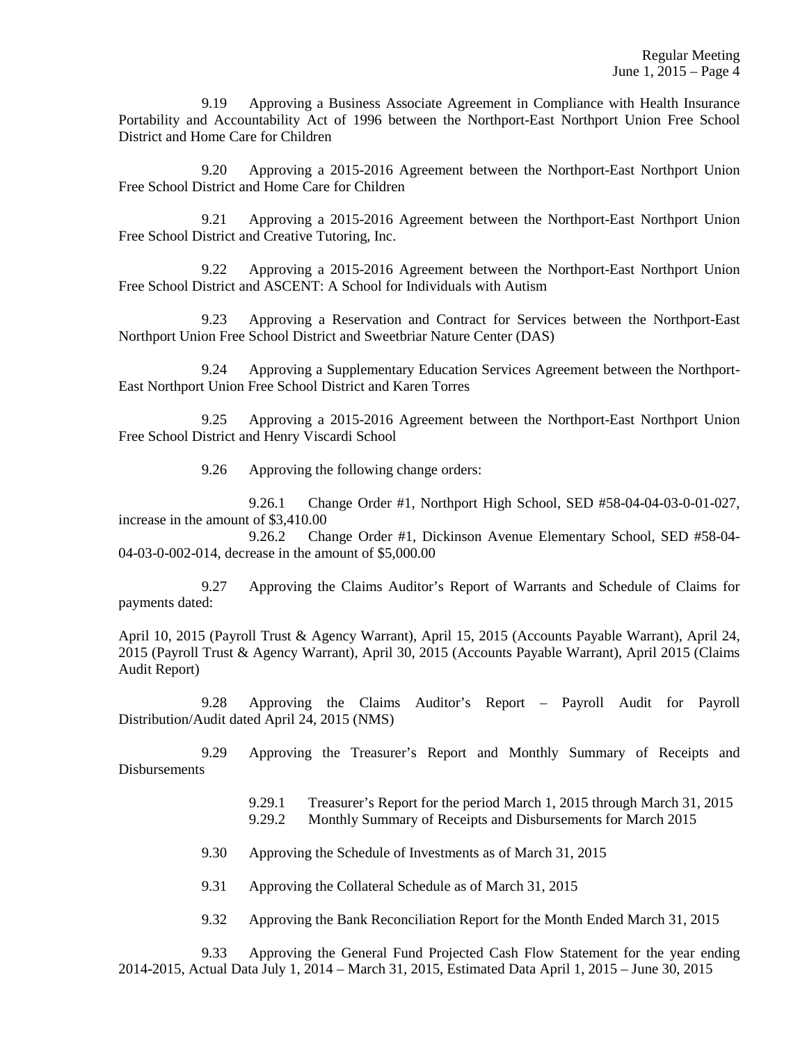9.19 Approving a Business Associate Agreement in Compliance with Health Insurance Portability and Accountability Act of 1996 between the Northport-East Northport Union Free School District and Home Care for Children

9.20 Approving a 2015-2016 Agreement between the Northport-East Northport Union Free School District and Home Care for Children

9.21 Approving a 2015-2016 Agreement between the Northport-East Northport Union Free School District and Creative Tutoring, Inc.

9.22 Approving a 2015-2016 Agreement between the Northport-East Northport Union Free School District and ASCENT: A School for Individuals with Autism

9.23 Approving a Reservation and Contract for Services between the Northport-East Northport Union Free School District and Sweetbriar Nature Center (DAS)

9.24 Approving a Supplementary Education Services Agreement between the Northport-East Northport Union Free School District and Karen Torres

9.25 Approving a 2015-2016 Agreement between the Northport-East Northport Union Free School District and Henry Viscardi School

9.26 Approving the following change orders:

9.26.1 Change Order #1, Northport High School, SED #58-04-04-03-0-01-027, increase in the amount of $3,410.00

9.26.2 Change Order #1, Dickinson Avenue Elementary School, SED #58-04-04-03-0-002-014, decrease in the amount of $5,000.00

9.27 Approving the Claims Auditor's Report of Warrants and Schedule of Claims for payments dated:

April 10, 2015 (Payroll Trust & Agency Warrant), April 15, 2015 (Accounts Payable Warrant), April 24, 2015 (Payroll Trust & Agency Warrant), April 30, 2015 (Accounts Payable Warrant), April 2015 (Claims Audit Report)

9.28 Approving the Claims Auditor's Report – Payroll Audit for Payroll Distribution/Audit dated April 24, 2015 (NMS)

9.29 Approving the Treasurer's Report and Monthly Summary of Receipts and Disbursements

9.29.1 Treasurer's Report for the period March 1, 2015 through March 31, 2015

9.29.2 Monthly Summary of Receipts and Disbursements for March 2015

9.30 Approving the Schedule of Investments as of March 31, 2015

9.31 Approving the Collateral Schedule as of March 31, 2015

9.32 Approving the Bank Reconciliation Report for the Month Ended March 31, 2015

9.33 Approving the General Fund Projected Cash Flow Statement for the year ending 2014-2015, Actual Data July 1, 2014 – March 31, 2015, Estimated Data April 1, 2015 – June 30, 2015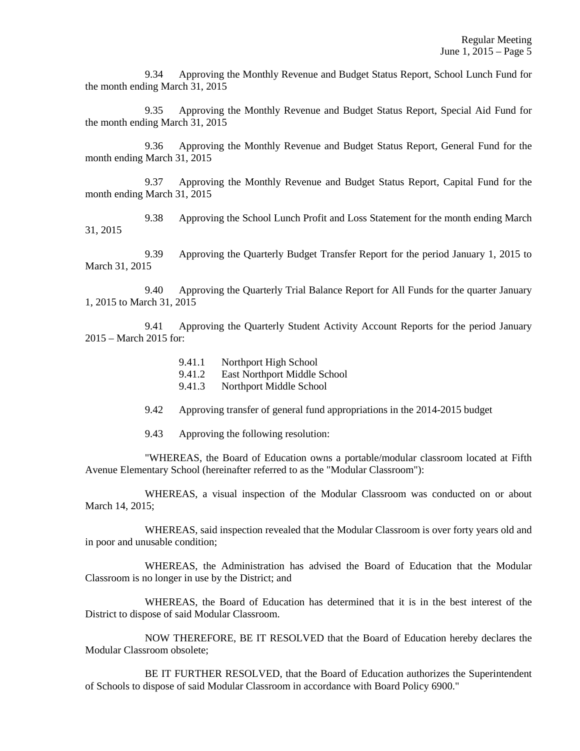9.34 Approving the Monthly Revenue and Budget Status Report, School Lunch Fund for the month ending March 31, 2015

9.35 Approving the Monthly Revenue and Budget Status Report, Special Aid Fund for the month ending March 31, 2015

9.36 Approving the Monthly Revenue and Budget Status Report, General Fund for the month ending March 31, 2015

9.37 Approving the Monthly Revenue and Budget Status Report, Capital Fund for the month ending March 31, 2015

9.38 Approving the School Lunch Profit and Loss Statement for the month ending March 31, 2015

9.39 Approving the Quarterly Budget Transfer Report for the period January 1, 2015 to March 31, 2015

9.40 Approving the Quarterly Trial Balance Report for All Funds for the quarter January 1, 2015 to March 31, 2015

9.41 Approving the Quarterly Student Activity Account Reports for the period January 2015 – March 2015 for:

- 9.41.1 Northport High School
- 9.41.2 East Northport Middle School
- 9.41.3 Northport Middle School

9.42 Approving transfer of general fund appropriations in the 2014-2015 budget

9.43 Approving the following resolution:

"WHEREAS, the Board of Education owns a portable/modular classroom located at Fifth Avenue Elementary School (hereinafter referred to as the "Modular Classroom"):

WHEREAS, a visual inspection of the Modular Classroom was conducted on or about March 14, 2015;

WHEREAS, said inspection revealed that the Modular Classroom is over forty years old and in poor and unusable condition;

WHEREAS, the Administration has advised the Board of Education that the Modular Classroom is no longer in use by the District; and

WHEREAS, the Board of Education has determined that it is in the best interest of the District to dispose of said Modular Classroom.

NOW THEREFORE, BE IT RESOLVED that the Board of Education hereby declares the Modular Classroom obsolete;

BE IT FURTHER RESOLVED, that the Board of Education authorizes the Superintendent of Schools to dispose of said Modular Classroom in accordance with Board Policy 6900."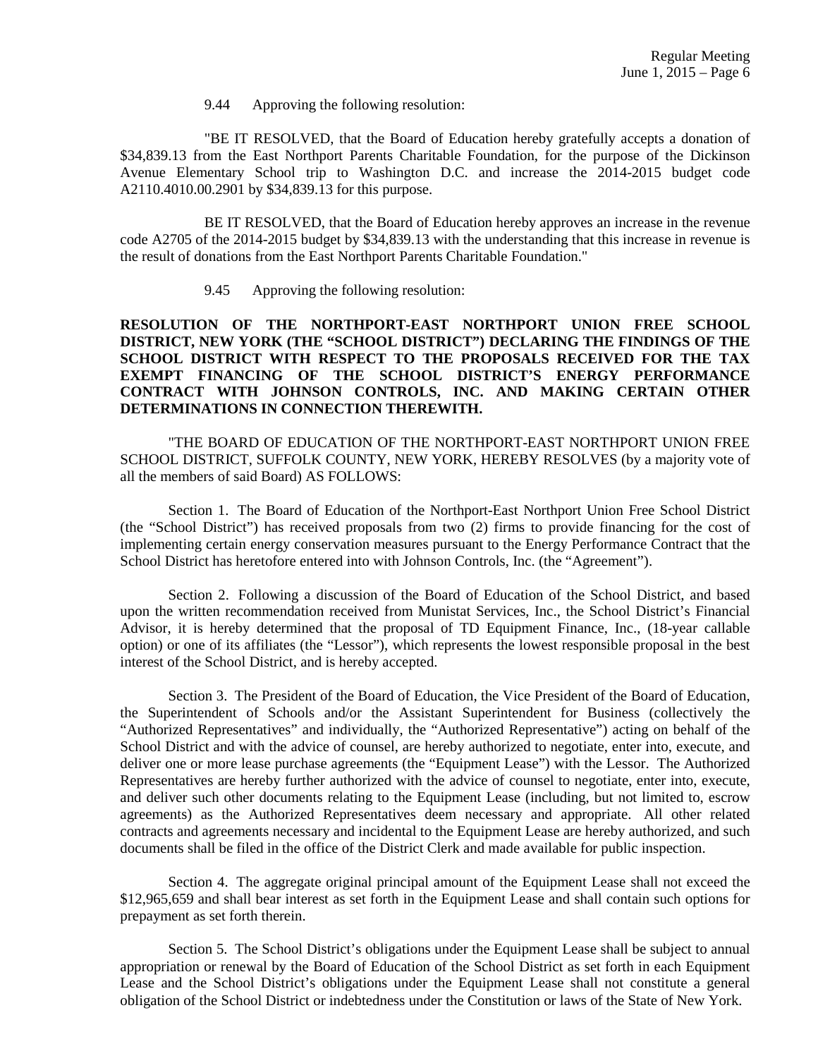9.44 Approving the following resolution:

"BE IT RESOLVED, that the Board of Education hereby gratefully accepts a donation of $34,839.13 from the East Northport Parents Charitable Foundation, for the purpose of the Dickinson Avenue Elementary School trip to Washington D.C. and increase the 2014-2015 budget code A2110.4010.00.2901 by $34,839.13 for this purpose.

BE IT RESOLVED, that the Board of Education hereby approves an increase in the revenue code A2705 of the 2014-2015 budget by $34,839.13 with the understanding that this increase in revenue is the result of donations from the East Northport Parents Charitable Foundation."

9.45 Approving the following resolution:

**RESOLUTION OF THE NORTHPORT-EAST NORTHPORT UNION FREE SCHOOL DISTRICT, NEW YORK (THE "SCHOOL DISTRICT") DECLARING THE FINDINGS OF THE SCHOOL DISTRICT WITH RESPECT TO THE PROPOSALS RECEIVED FOR THE TAX EXEMPT FINANCING OF THE SCHOOL DISTRICT'S ENERGY PERFORMANCE CONTRACT WITH JOHNSON CONTROLS, INC. AND MAKING CERTAIN OTHER DETERMINATIONS IN CONNECTION THEREWITH.**

"THE BOARD OF EDUCATION OF THE NORTHPORT-EAST NORTHPORT UNION FREE SCHOOL DISTRICT, SUFFOLK COUNTY, NEW YORK, HEREBY RESOLVES (by a majority vote of all the members of said Board) AS FOLLOWS:

Section 1. The Board of Education of the Northport-East Northport Union Free School District (the "School District") has received proposals from two (2) firms to provide financing for the cost of implementing certain energy conservation measures pursuant to the Energy Performance Contract that the School District has heretofore entered into with Johnson Controls, Inc. (the "Agreement").

Section 2. Following a discussion of the Board of Education of the School District, and based upon the written recommendation received from Munistat Services, Inc., the School District's Financial Advisor, it is hereby determined that the proposal of TD Equipment Finance, Inc., (18-year callable option) or one of its affiliates (the "Lessor"), which represents the lowest responsible proposal in the best interest of the School District, and is hereby accepted.

Section 3. The President of the Board of Education, the Vice President of the Board of Education, the Superintendent of Schools and/or the Assistant Superintendent for Business (collectively the "Authorized Representatives" and individually, the "Authorized Representative") acting on behalf of the School District and with the advice of counsel, are hereby authorized to negotiate, enter into, execute, and deliver one or more lease purchase agreements (the "Equipment Lease") with the Lessor. The Authorized Representatives are hereby further authorized with the advice of counsel to negotiate, enter into, execute, and deliver such other documents relating to the Equipment Lease (including, but not limited to, escrow agreements) as the Authorized Representatives deem necessary and appropriate. All other related contracts and agreements necessary and incidental to the Equipment Lease are hereby authorized, and such documents shall be filed in the office of the District Clerk and made available for public inspection.

Section 4. The aggregate original principal amount of the Equipment Lease shall not exceed the $12,965,659 and shall bear interest as set forth in the Equipment Lease and shall contain such options for prepayment as set forth therein.

Section 5. The School District's obligations under the Equipment Lease shall be subject to annual appropriation or renewal by the Board of Education of the School District as set forth in each Equipment Lease and the School District's obligations under the Equipment Lease shall not constitute a general obligation of the School District or indebtedness under the Constitution or laws of the State of New York.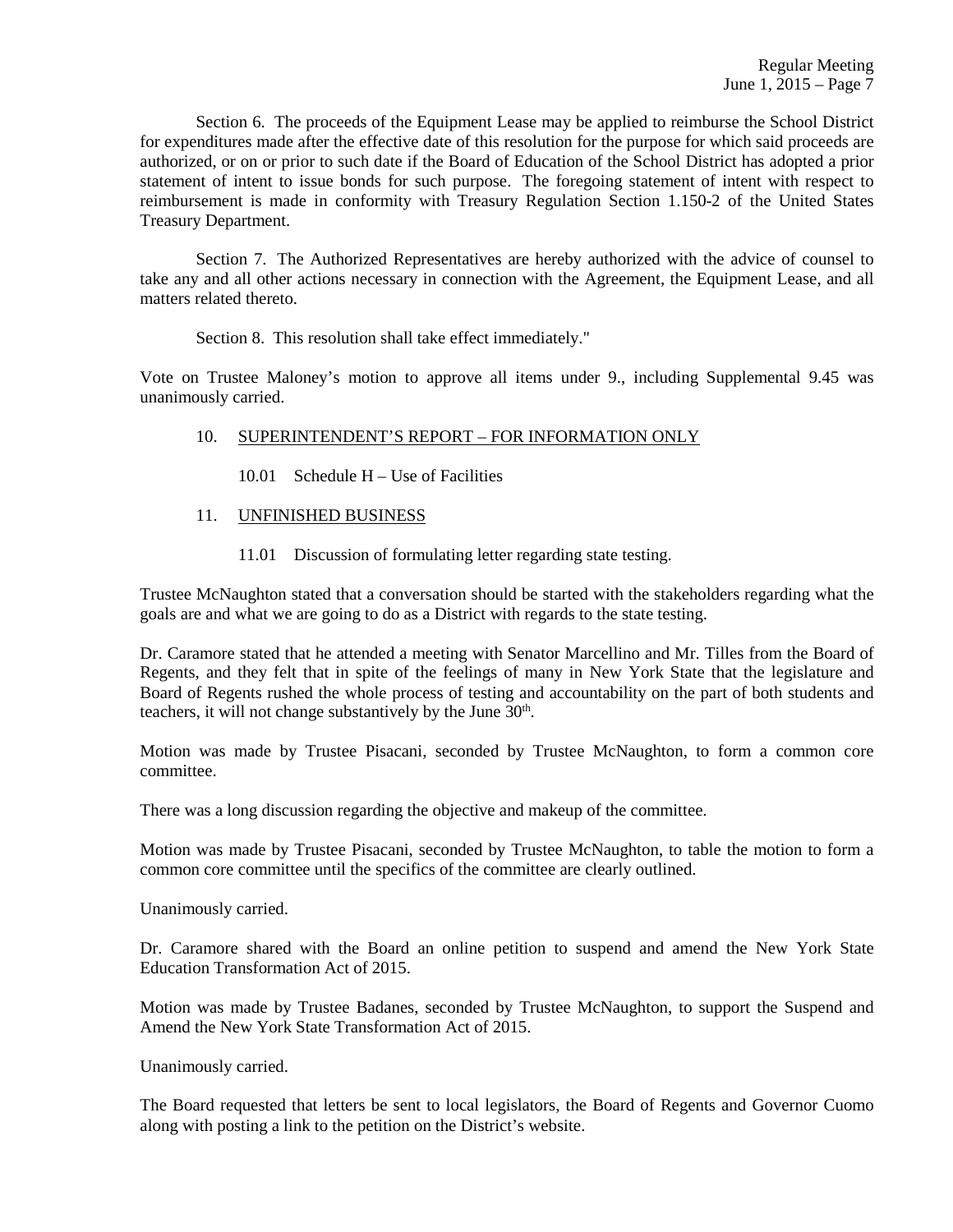Section 6. The proceeds of the Equipment Lease may be applied to reimburse the School District for expenditures made after the effective date of this resolution for the purpose for which said proceeds are authorized, or on or prior to such date if the Board of Education of the School District has adopted a prior statement of intent to issue bonds for such purpose. The foregoing statement of intent with respect to reimbursement is made in conformity with Treasury Regulation Section 1.150-2 of the United States Treasury Department.

Section 7. The Authorized Representatives are hereby authorized with the advice of counsel to take any and all other actions necessary in connection with the Agreement, the Equipment Lease, and all matters related thereto.

Section 8. This resolution shall take effect immediately."

Vote on Trustee Maloney's motion to approve all items under 9., including Supplemental 9.45 was unanimously carried.

10. SUPERINTENDENT'S REPORT – FOR INFORMATION ONLY

10.01 Schedule H – Use of Facilities

11. UNFINISHED BUSINESS

11.01 Discussion of formulating letter regarding state testing.

Trustee McNaughton stated that a conversation should be started with the stakeholders regarding what the goals are and what we are going to do as a District with regards to the state testing.

Dr. Caramore stated that he attended a meeting with Senator Marcellino and Mr. Tilles from the Board of Regents, and they felt that in spite of the feelings of many in New York State that the legislature and Board of Regents rushed the whole process of testing and accountability on the part of both students and teachers, it will not change substantively by the June 30th.

Motion was made by Trustee Pisacani, seconded by Trustee McNaughton, to form a common core committee.

There was a long discussion regarding the objective and makeup of the committee.

Motion was made by Trustee Pisacani, seconded by Trustee McNaughton, to table the motion to form a common core committee until the specifics of the committee are clearly outlined.

Unanimously carried.

Dr. Caramore shared with the Board an online petition to suspend and amend the New York State Education Transformation Act of 2015.

Motion was made by Trustee Badanes, seconded by Trustee McNaughton, to support the Suspend and Amend the New York State Transformation Act of 2015.

Unanimously carried.

The Board requested that letters be sent to local legislators, the Board of Regents and Governor Cuomo along with posting a link to the petition on the District's website.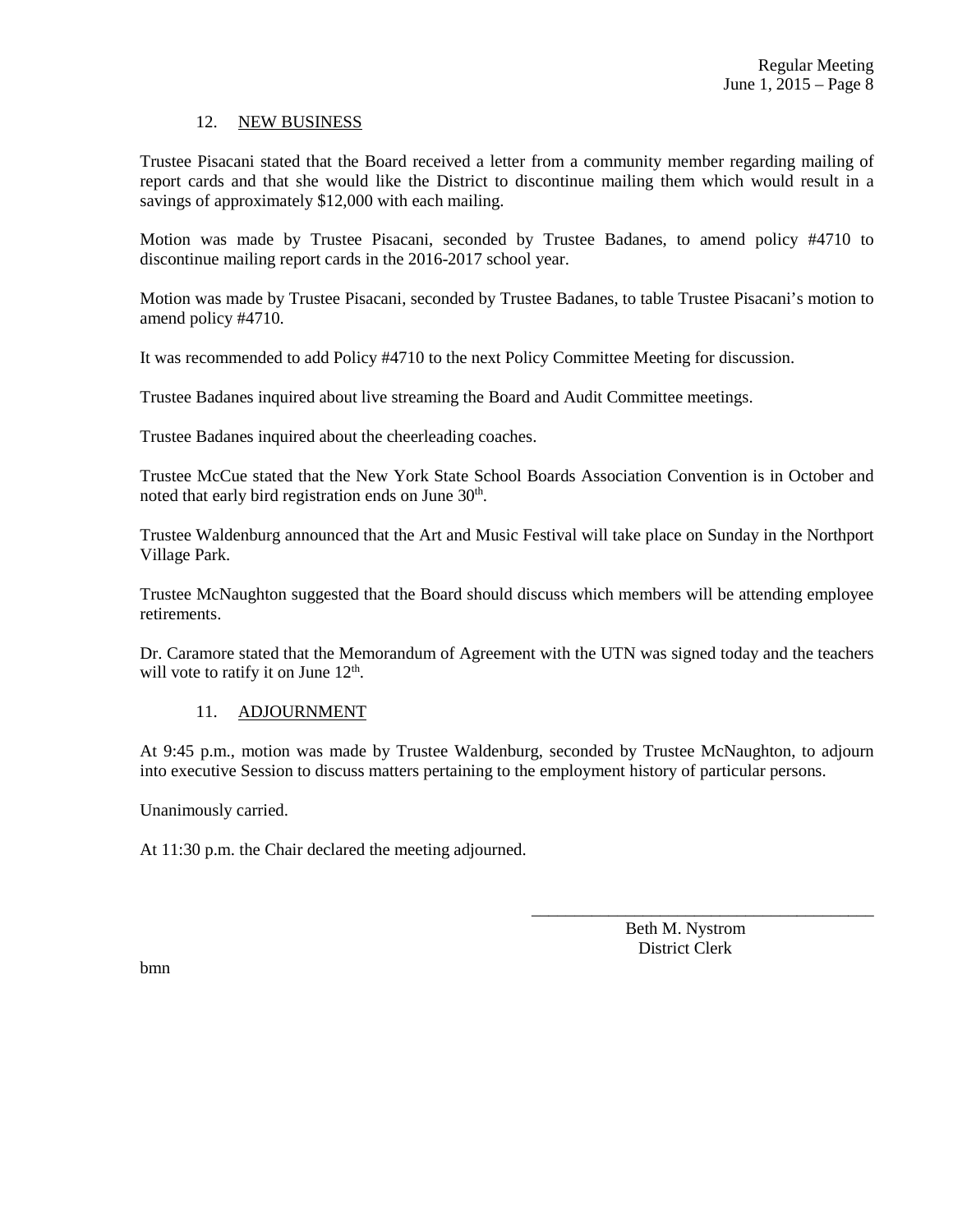## 12. NEW BUSINESS

Trustee Pisacani stated that the Board received a letter from a community member regarding mailing of report cards and that she would like the District to discontinue mailing them which would result in a savings of approximately $12,000 with each mailing.

Motion was made by Trustee Pisacani, seconded by Trustee Badanes, to amend policy #4710 to discontinue mailing report cards in the 2016-2017 school year.

Motion was made by Trustee Pisacani, seconded by Trustee Badanes, to table Trustee Pisacani's motion to amend policy #4710.

It was recommended to add Policy #4710 to the next Policy Committee Meeting for discussion.

Trustee Badanes inquired about live streaming the Board and Audit Committee meetings.

Trustee Badanes inquired about the cheerleading coaches.

Trustee McCue stated that the New York State School Boards Association Convention is in October and noted that early bird registration ends on June 30th.

Trustee Waldenburg announced that the Art and Music Festival will take place on Sunday in the Northport Village Park.

Trustee McNaughton suggested that the Board should discuss which members will be attending employee retirements.

Dr. Caramore stated that the Memorandum of Agreement with the UTN was signed today and the teachers will vote to ratify it on June 12th.

## 11. ADJOURNMENT

At 9:45 p.m., motion was made by Trustee Waldenburg, seconded by Trustee McNaughton, to adjourn into executive Session to discuss matters pertaining to the employment history of particular persons.

Unanimously carried.

At 11:30 p.m. the Chair declared the meeting adjourned.

\_\_\_\_\_\_\_\_\_\_\_\_\_\_\_\_\_\_\_\_\_\_\_\_\_\_\_\_\_\_\_\_\_\_\_\_\_\_\_\_

Beth M. Nystrom
District Clerk

bmn